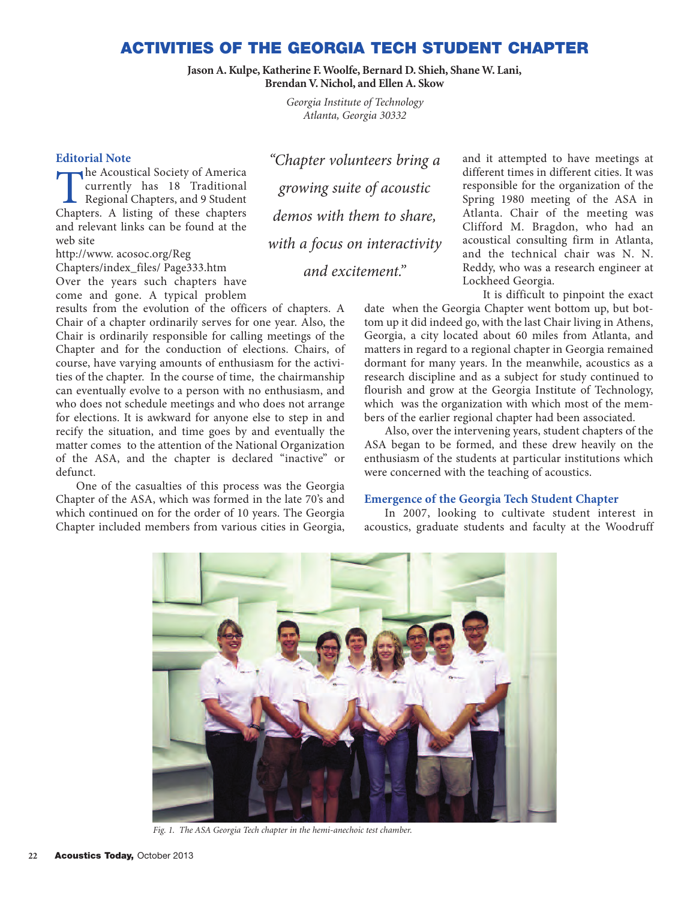# ACTIVITIES OF THE GEORGIA TECH STUDENT CHAPTER

**Jason A. Kulpe, Katherine F. Woolfe, Bernard D. Shieh, Shane W. Lani, Brendan V. Nichol, and Ellen A. Skow**

*Georgia Institute of Technology*
*Atlanta, Georgia 30332*

> *"Chapter volunteers bring a growing suite of acoustic demos with them to share, with a focus on interactivity and excitement."*

## Editorial Note

The Acoustical Society of America currently has 18 Traditional Regional Chapters, and 9 Student Chapters. A listing of these chapters and relevant links can be found at the web site
http://www. acosoc.org/Reg Chapters/index_files/ Page333.htm
Over the years such chapters have come and gone. A typical problem results from the evolution of the officers of chapters. A Chair of a chapter ordinarily serves for one year. Also, the Chair is ordinarily responsible for calling meetings of the Chapter and for the conduction of elections. Chairs, of course, have varying amounts of enthusiasm for the activities of the chapter. In the course of time, the chairmanship can eventually evolve to a person with no enthusiasm, and who does not schedule meetings and who does not arrange for elections. It is awkward for anyone else to step in and recify the situation, and time goes by and eventually the matter comes to the attention of the National Organization of the ASA, and the chapter is declared "inactive" or defunct.

One of the casualties of this process was the Georgia Chapter of the ASA, which was formed in the late 70's and which continued on for the order of 10 years. The Georgia Chapter included members from various cities in Georgia, and it attempted to have meetings at different times in different cities. It was responsible for the organization of the Spring 1980 meeting of the ASA in Atlanta. Chair of the meeting was Clifford M. Bragdon, who had an acoustical consulting firm in Atlanta, and the technical chair was N. N. Reddy, who was a research engineer at Lockheed Georgia.

It is difficult to pinpoint the exact date when the Georgia Chapter went bottom up, but bottom up it did indeed go, with the last Chair living in Athens, Georgia, a city located about 60 miles from Atlanta, and matters in regard to a regional chapter in Georgia remained dormant for many years. In the meanwhile, acoustics as a research discipline and as a subject for study continued to flourish and grow at the Georgia Institute of Technology, which was the organization with which most of the members of the earlier regional chapter had been associated.

Also, over the intervening years, student chapters of the ASA began to be formed, and these drew heavily on the enthusiasm of the students at particular institutions which were concerned with the teaching of acoustics.

## Emergence of the Georgia Tech Student Chapter

In 2007, looking to cultivate student interest in acoustics, graduate students and faculty at the Woodruff

*Fig. 1. The ASA Georgia Tech chapter in the hemi-anechoic test chamber.*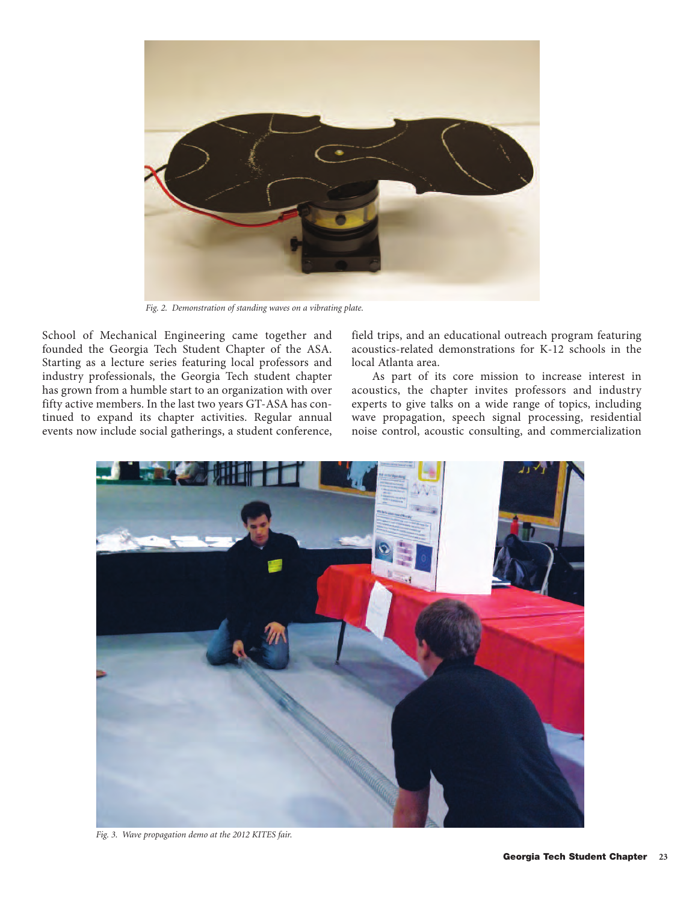Fig. 2. Demonstration of standing waves on a vibrating plate.

School of Mechanical Engineering came together and founded the Georgia Tech Student Chapter of the ASA. Starting as a lecture series featuring local professors and industry professionals, the Georgia Tech student chapter has grown from a humble start to an organization with over fifty active members. In the last two years GT-ASA has continued to expand its chapter activities. Regular annual events now include social gatherings, a student conference, field trips, and an educational outreach program featuring acoustics-related demonstrations for K-12 schools in the local Atlanta area.

As part of its core mission to increase interest in acoustics, the chapter invites professors and industry experts to give talks on a wide range of topics, including wave propagation, speech signal processing, residential noise control, acoustic consulting, and commercialization

Fig. 3. Wave propagation demo at the 2012 KITES fair.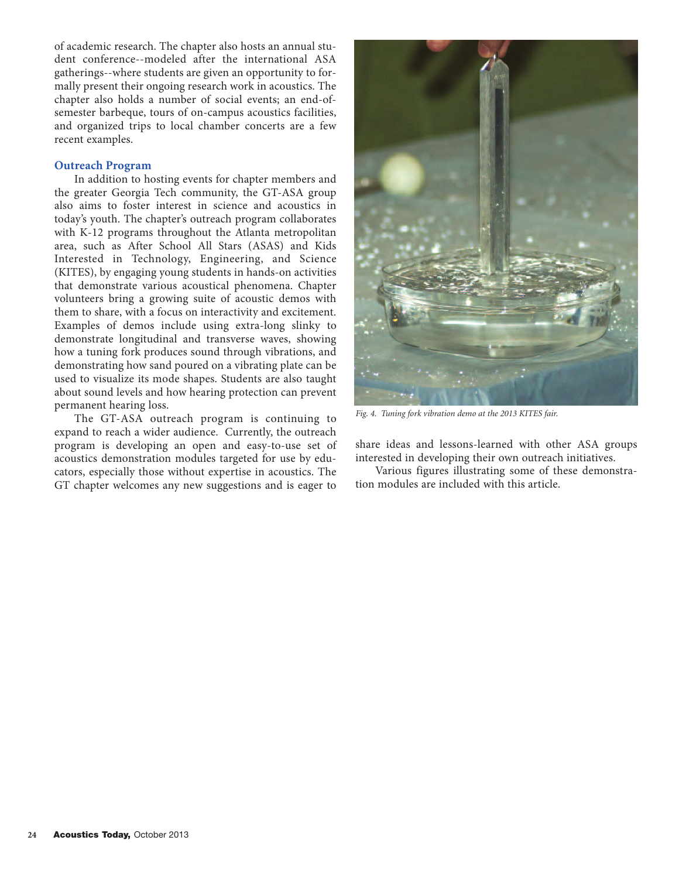of academic research. The chapter also hosts an annual student conference--modeled after the international ASA gatherings--where students are given an opportunity to formally present their ongoing research work in acoustics. The chapter also holds a number of social events; an end-of-semester barbeque, tours of on-campus acoustics facilities, and organized trips to local chamber concerts are a few recent examples.

## Outreach Program

In addition to hosting events for chapter members and the greater Georgia Tech community, the GT-ASA group also aims to foster interest in science and acoustics in today's youth. The chapter's outreach program collaborates with K-12 programs throughout the Atlanta metropolitan area, such as After School All Stars (ASAS) and Kids Interested in Technology, Engineering, and Science (KITES), by engaging young students in hands-on activities that demonstrate various acoustical phenomena. Chapter volunteers bring a growing suite of acoustic demos with them to share, with a focus on interactivity and excitement. Examples of demos include using extra-long slinky to demonstrate longitudinal and transverse waves, showing how a tuning fork produces sound through vibrations, and demonstrating how sand poured on a vibrating plate can be used to visualize its mode shapes. Students are also taught about sound levels and how hearing protection can prevent permanent hearing loss.

The GT-ASA outreach program is continuing to expand to reach a wider audience. Currently, the outreach program is developing an open and easy-to-use set of acoustics demonstration modules targeted for use by educators, especially those without expertise in acoustics. The GT chapter welcomes any new suggestions and is eager to share ideas and lessons-learned with other ASA groups interested in developing their own outreach initiatives.

Various figures illustrating some of these demonstration modules are included with this article.

*Fig. 4. Tuning fork vibration demo at the 2013 KITES fair.*